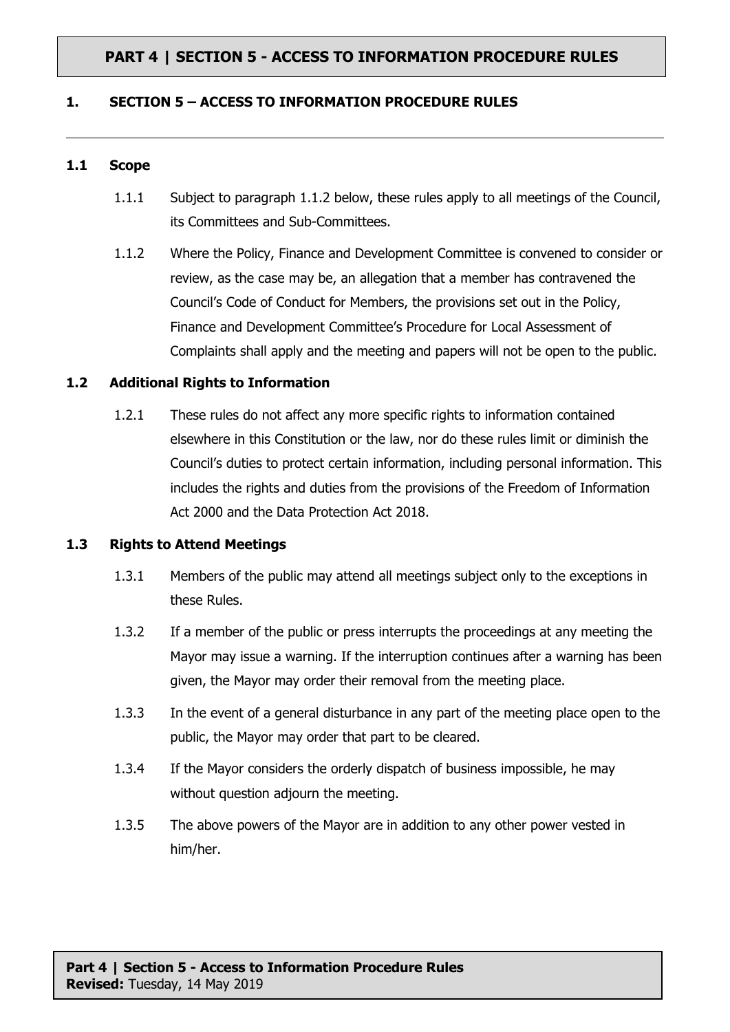# PART 4 | SECTION 5 - ACCESS TO INFORMATION PROCEDURE RULES

## 1. SECTION 5 – ACCESS TO INFORMATION PROCEDURE RULES

### 1.1 Scope

1.1.1 Subject to paragraph 1.1.2 below, these rules apply to all meetings of the Council, its Committees and Sub-Committees.

1.1.2 Where the Policy, Finance and Development Committee is convened to consider or review, as the case may be, an allegation that a member has contravened the Council's Code of Conduct for Members, the provisions set out in the Policy, Finance and Development Committee's Procedure for Local Assessment of Complaints shall apply and the meeting and papers will not be open to the public.

### 1.2 Additional Rights to Information

1.2.1 These rules do not affect any more specific rights to information contained elsewhere in this Constitution or the law, nor do these rules limit or diminish the Council's duties to protect certain information, including personal information. This includes the rights and duties from the provisions of the Freedom of Information Act 2000 and the Data Protection Act 2018.

### 1.3 Rights to Attend Meetings

1.3.1 Members of the public may attend all meetings subject only to the exceptions in these Rules.

1.3.2 If a member of the public or press interrupts the proceedings at any meeting the Mayor may issue a warning. If the interruption continues after a warning has been given, the Mayor may order their removal from the meeting place.

1.3.3 In the event of a general disturbance in any part of the meeting place open to the public, the Mayor may order that part to be cleared.

1.3.4 If the Mayor considers the orderly dispatch of business impossible, he may without question adjourn the meeting.

1.3.5 The above powers of the Mayor are in addition to any other power vested in him/her.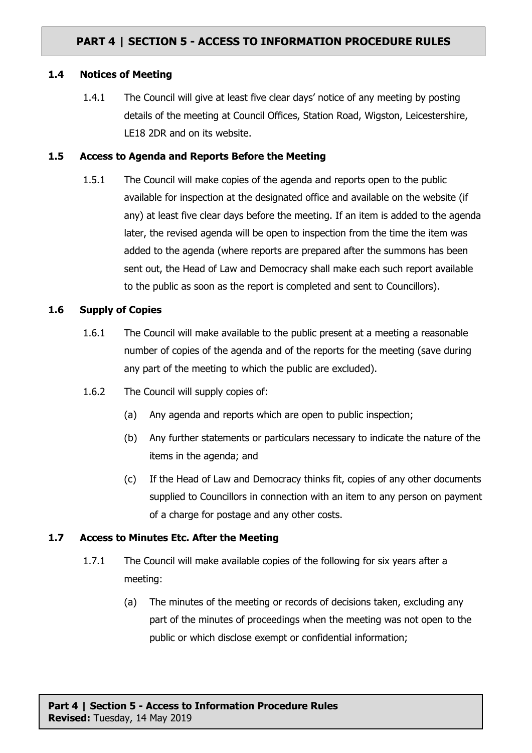### 1.4 Notices of Meeting

1.4.1 The Council will give at least five clear days' notice of any meeting by posting details of the meeting at Council Offices, Station Road, Wigston, Leicestershire, LE18 2DR and on its website.

### 1.5 Access to Agenda and Reports Before the Meeting

1.5.1 The Council will make copies of the agenda and reports open to the public available for inspection at the designated office and available on the website (if any) at least five clear days before the meeting. If an item is added to the agenda later, the revised agenda will be open to inspection from the time the item was added to the agenda (where reports are prepared after the summons has been sent out, the Head of Law and Democracy shall make each such report available to the public as soon as the report is completed and sent to Councillors).

### 1.6 Supply of Copies

1.6.1 The Council will make available to the public present at a meeting a reasonable number of copies of the agenda and of the reports for the meeting (save during any part of the meeting to which the public are excluded).

1.6.2 The Council will supply copies of:

(a) Any agenda and reports which are open to public inspection;

(b) Any further statements or particulars necessary to indicate the nature of the items in the agenda; and

(c) If the Head of Law and Democracy thinks fit, copies of any other documents supplied to Councillors in connection with an item to any person on payment of a charge for postage and any other costs.

### 1.7 Access to Minutes Etc. After the Meeting

1.7.1 The Council will make available copies of the following for six years after a meeting:

(a) The minutes of the meeting or records of decisions taken, excluding any part of the minutes of proceedings when the meeting was not open to the public or which disclose exempt or confidential information;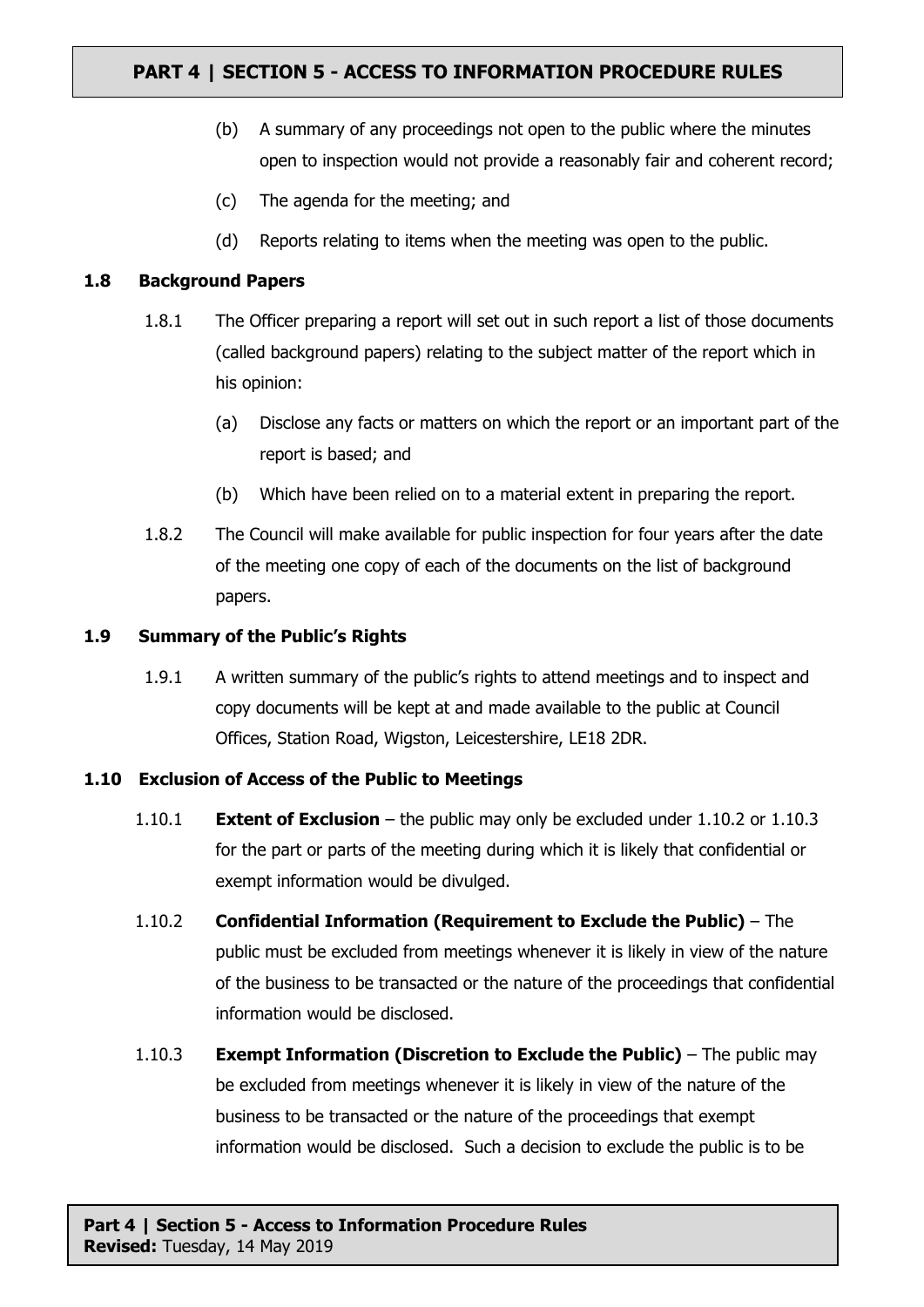(b) A summary of any proceedings not open to the public where the minutes open to inspection would not provide a reasonably fair and coherent record;

(c) The agenda for the meeting; and

(d) Reports relating to items when the meeting was open to the public.

### 1.8 Background Papers

1.8.1 The Officer preparing a report will set out in such report a list of those documents (called background papers) relating to the subject matter of the report which in his opinion:

(a) Disclose any facts or matters on which the report or an important part of the report is based; and

(b) Which have been relied on to a material extent in preparing the report.

1.8.2 The Council will make available for public inspection for four years after the date of the meeting one copy of each of the documents on the list of background papers.

### 1.9 Summary of the Public's Rights

1.9.1 A written summary of the public's rights to attend meetings and to inspect and copy documents will be kept at and made available to the public at Council Offices, Station Road, Wigston, Leicestershire, LE18 2DR.

### 1.10 Exclusion of Access of the Public to Meetings

1.10.1 **Extent of Exclusion** – the public may only be excluded under 1.10.2 or 1.10.3 for the part or parts of the meeting during which it is likely that confidential or exempt information would be divulged.

1.10.2 **Confidential Information (Requirement to Exclude the Public)** – The public must be excluded from meetings whenever it is likely in view of the nature of the business to be transacted or the nature of the proceedings that confidential information would be disclosed.

1.10.3 **Exempt Information (Discretion to Exclude the Public)** – The public may be excluded from meetings whenever it is likely in view of the nature of the business to be transacted or the nature of the proceedings that exempt information would be disclosed. Such a decision to exclude the public is to be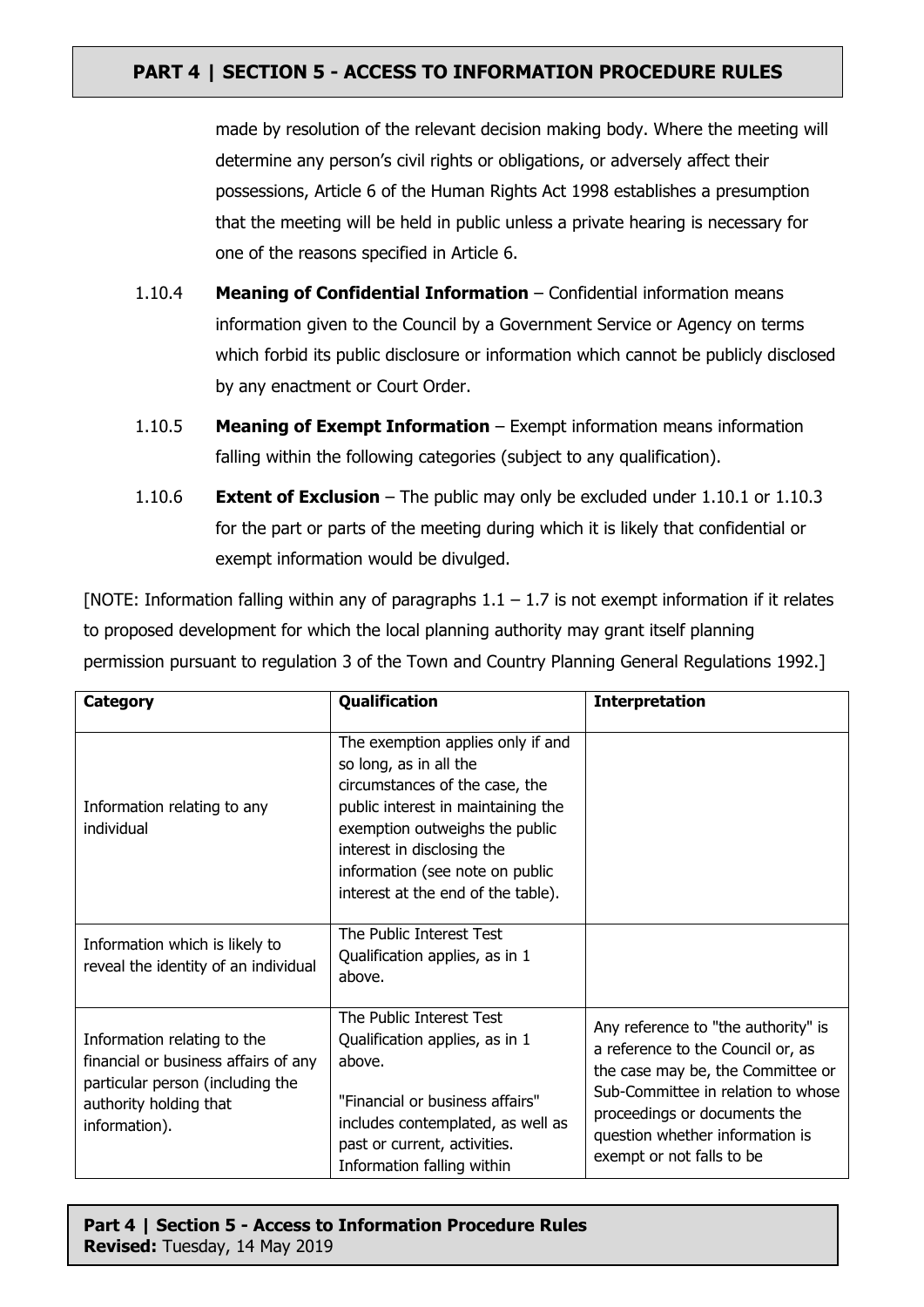made by resolution of the relevant decision making body. Where the meeting will determine any person's civil rights or obligations, or adversely affect their possessions, Article 6 of the Human Rights Act 1998 establishes a presumption that the meeting will be held in public unless a private hearing is necessary for one of the reasons specified in Article 6.

1.10.4 **Meaning of Confidential Information** – Confidential information means information given to the Council by a Government Service or Agency on terms which forbid its public disclosure or information which cannot be publicly disclosed by any enactment or Court Order.

1.10.5 **Meaning of Exempt Information** – Exempt information means information falling within the following categories (subject to any qualification).

1.10.6 **Extent of Exclusion** – The public may only be excluded under 1.10.1 or 1.10.3 for the part or parts of the meeting during which it is likely that confidential or exempt information would be divulged.

[NOTE: Information falling within any of paragraphs 1.1 – 1.7 is not exempt information if it relates to proposed development for which the local planning authority may grant itself planning permission pursuant to regulation 3 of the Town and Country Planning General Regulations 1992.]

| **Category** | **Qualification** | **Interpretation** |
|---|---|---|
| Information relating to any individual | The exemption applies only if and so long, as in all the circumstances of the case, the public interest in maintaining the exemption outweighs the public interest in disclosing the information (see note on public interest at the end of the table). | |
| Information which is likely to reveal the identity of an individual | The Public Interest Test Qualification applies, as in 1 above. | |
| Information relating to the financial or business affairs of any particular person (including the authority holding that information). | The Public Interest Test Qualification applies, as in 1 above.<br><br>"Financial or business affairs" includes contemplated, as well as past or current, activities. Information falling within | Any reference to "the authority" is a reference to the Council or, as the case may be, the Committee or Sub-Committee in relation to whose proceedings or documents the question whether information is exempt or not falls to be |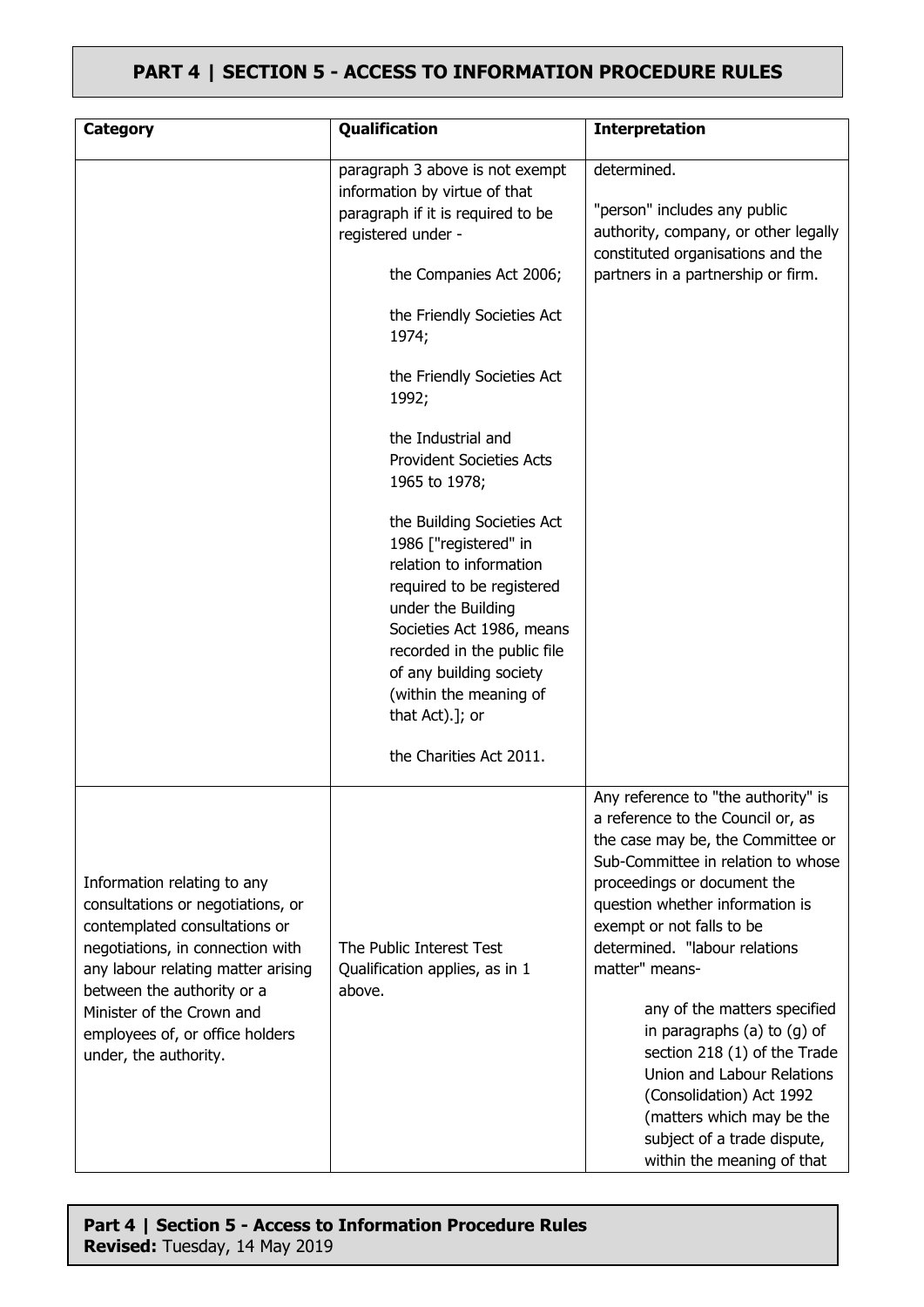## PART 4 | SECTION 5 - ACCESS TO INFORMATION PROCEDURE RULES

| Category | Qualification | Interpretation |
| --- | --- | --- |
| | paragraph 3 above is not exempt information by virtue of that paragraph if it is required to be registered under -<br><br>the Companies Act 2006;<br><br>the Friendly Societies Act 1974;<br><br>the Friendly Societies Act 1992;<br><br>the Industrial and Provident Societies Acts 1965 to 1978;<br><br>the Building Societies Act 1986 ["registered" in relation to information required to be registered under the Building Societies Act 1986, means recorded in the public file of any building society (within the meaning of that Act).]; or<br><br>the Charities Act 2011. | determined.<br><br>"person" includes any public authority, company, or other legally constituted organisations and the partners in a partnership or firm. |
| Information relating to any consultations or negotiations, or contemplated consultations or negotiations, in connection with any labour relating matter arising between the authority or a Minister of the Crown and employees of, or office holders under, the authority. | The Public Interest Test Qualification applies, as in 1 above. | Any reference to "the authority" is a reference to the Council or, as the case may be, the Committee or Sub-Committee in relation to whose proceedings or document the question whether information is exempt or not falls to be determined. "labour relations matter" means-<br><br>any of the matters specified in paragraphs (a) to (g) of section 218 (1) of the Trade Union and Labour Relations (Consolidation) Act 1992 (matters which may be the subject of a trade dispute, within the meaning of that |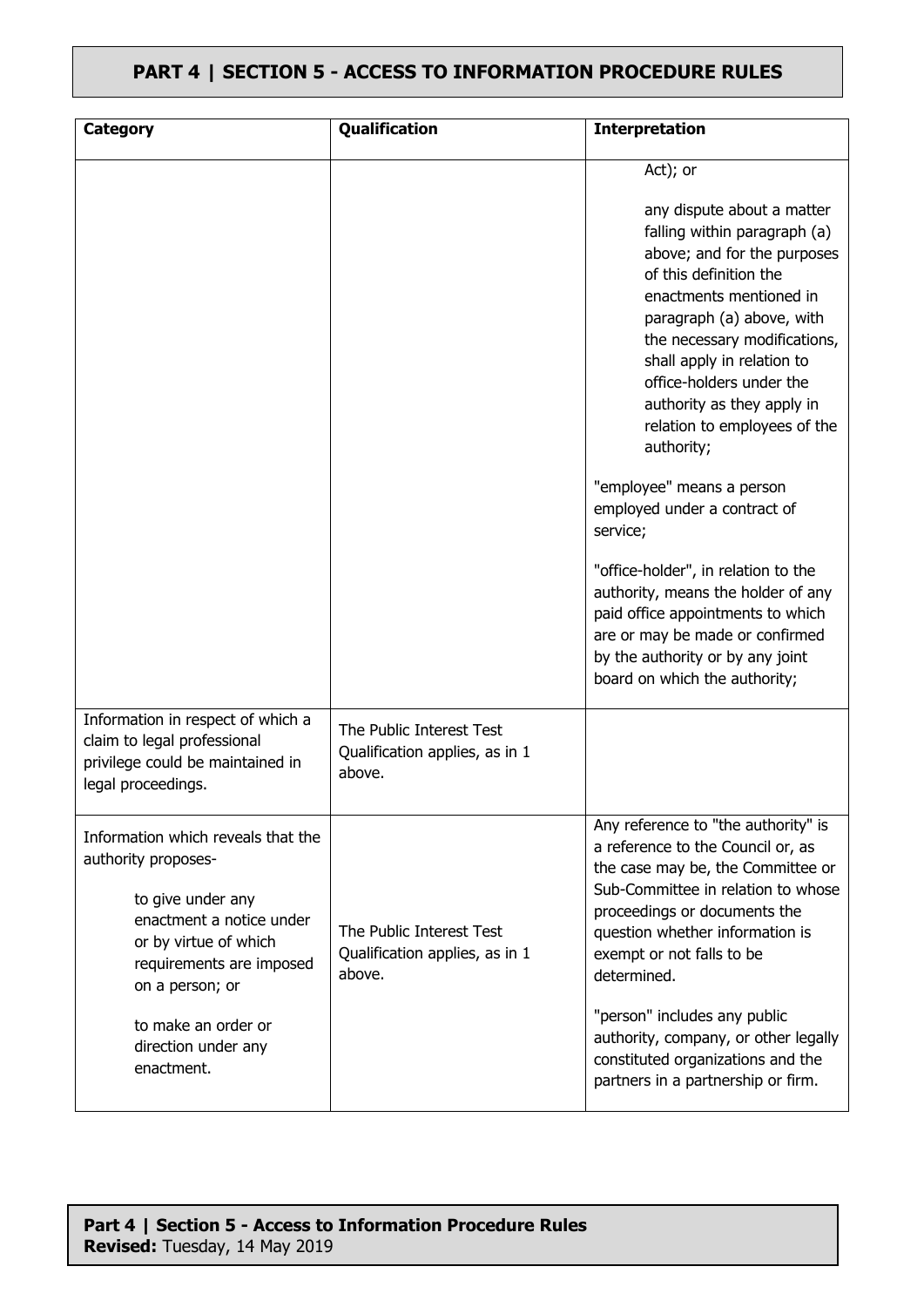## PART 4 | SECTION 5 - ACCESS TO INFORMATION PROCEDURE RULES

| Category | Qualification | Interpretation |
|---|---|---|
| | | Act); or<br><br>any dispute about a matter falling within paragraph (a) above; and for the purposes of this definition the enactments mentioned in paragraph (a) above, with the necessary modifications, shall apply in relation to office-holders under the authority as they apply in relation to employees of the authority;<br><br>"employee" means a person employed under a contract of service;<br><br>"office-holder", in relation to the authority, means the holder of any paid office appointments to which are or may be made or confirmed by the authority or by any joint board on which the authority; |
| Information in respect of which a claim to legal professional privilege could be maintained in legal proceedings. | The Public Interest Test Qualification applies, as in 1 above. | |
| Information which reveals that the authority proposes-<br><br>to give under any enactment a notice under or by virtue of which requirements are imposed on a person; or<br><br>to make an order or direction under any enactment. | The Public Interest Test Qualification applies, as in 1 above. | Any reference to "the authority" is a reference to the Council or, as the case may be, the Committee or Sub-Committee in relation to whose proceedings or documents the question whether information is exempt or not falls to be determined.<br><br>"person" includes any public authority, company, or other legally constituted organizations and the partners in a partnership or firm. |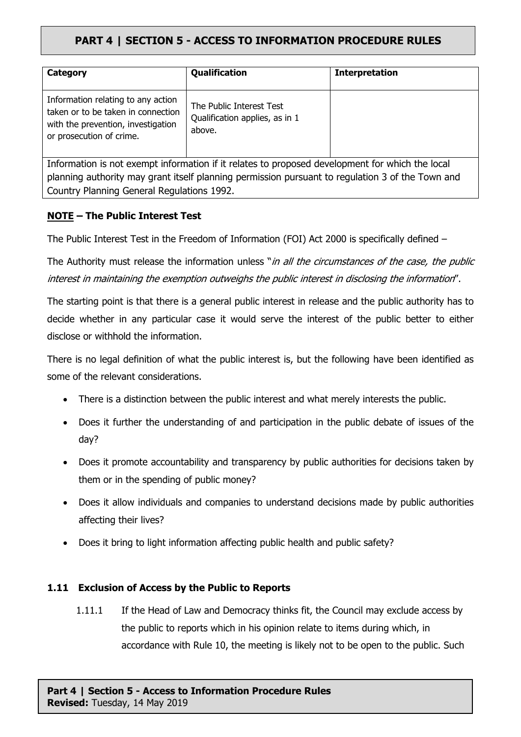| Category | Qualification | Interpretation |
| --- | --- | --- |
| Information relating to any action taken or to be taken in connection with the prevention, investigation or prosecution of crime. | The Public Interest Test Qualification applies, as in 1 above. | |
| Information is not exempt information if it relates to proposed development for which the local planning authority may grant itself planning permission pursuant to regulation 3 of the Town and Country Planning General Regulations 1992. | | |

**NOTE – The Public Interest Test**

The Public Interest Test in the Freedom of Information (FOI) Act 2000 is specifically defined –

The Authority must release the information unless "*in all the circumstances of the case, the public interest in maintaining the exemption outweighs the public interest in disclosing the information*".

The starting point is that there is a general public interest in release and the public authority has to decide whether in any particular case it would serve the interest of the public better to either disclose or withhold the information.

There is no legal definition of what the public interest is, but the following have been identified as some of the relevant considerations.

- There is a distinction between the public interest and what merely interests the public.
- Does it further the understanding of and participation in the public debate of issues of the day?
- Does it promote accountability and transparency by public authorities for decisions taken by them or in the spending of public money?
- Does it allow individuals and companies to understand decisions made by public authorities affecting their lives?
- Does it bring to light information affecting public health and public safety?

### 1.11 Exclusion of Access by the Public to Reports

1.11.1 If the Head of Law and Democracy thinks fit, the Council may exclude access by the public to reports which in his opinion relate to items during which, in accordance with Rule 10, the meeting is likely not to be open to the public. Such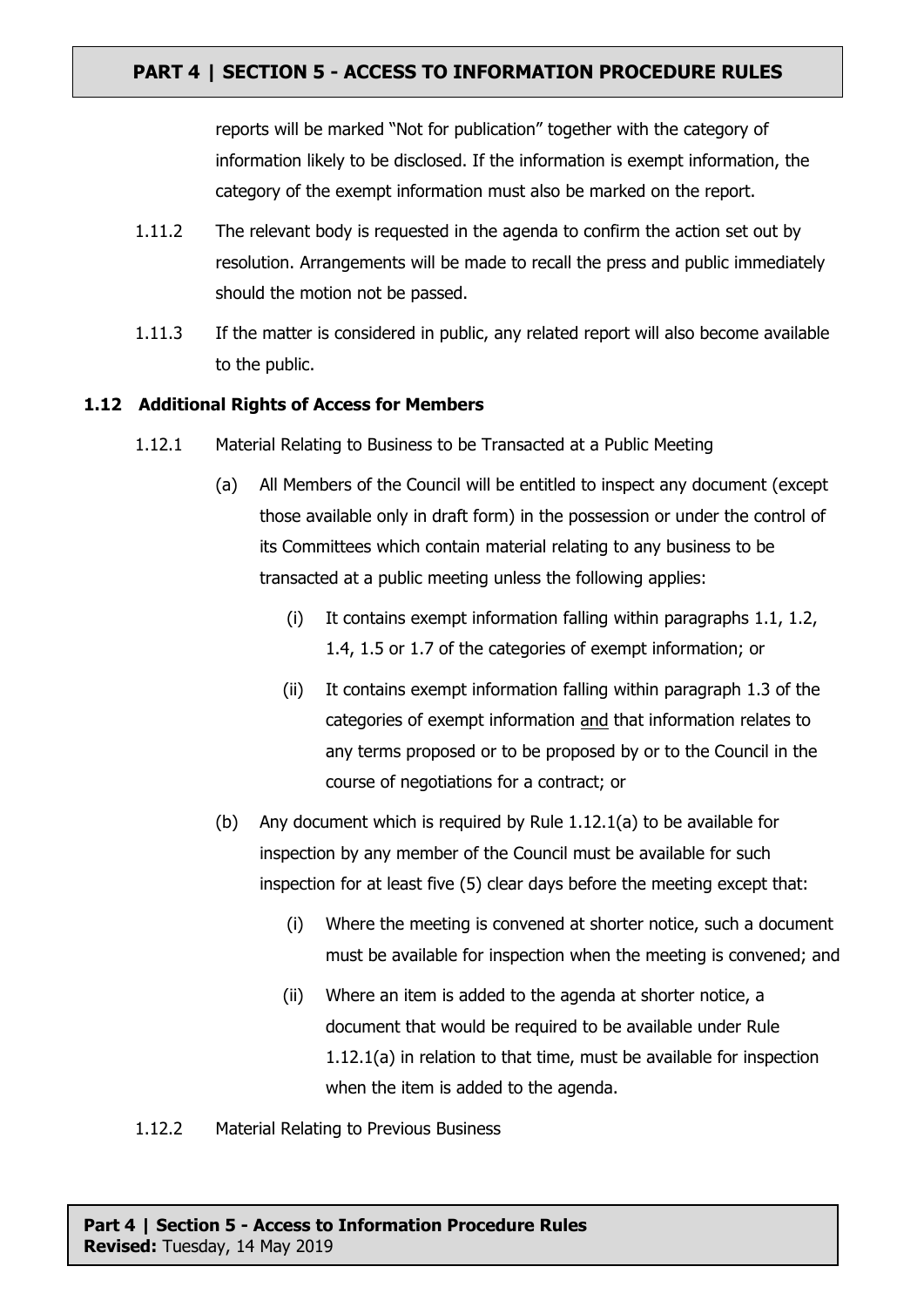reports will be marked "Not for publication" together with the category of information likely to be disclosed. If the information is exempt information, the category of the exempt information must also be marked on the report.

1.11.2 The relevant body is requested in the agenda to confirm the action set out by resolution. Arrangements will be made to recall the press and public immediately should the motion not be passed.

1.11.3 If the matter is considered in public, any related report will also become available to the public.

### 1.12 Additional Rights of Access for Members

1.12.1 Material Relating to Business to be Transacted at a Public Meeting

(a) All Members of the Council will be entitled to inspect any document (except those available only in draft form) in the possession or under the control of its Committees which contain material relating to any business to be transacted at a public meeting unless the following applies:

(i) It contains exempt information falling within paragraphs 1.1, 1.2, 1.4, 1.5 or 1.7 of the categories of exempt information; or

(ii) It contains exempt information falling within paragraph 1.3 of the categories of exempt information <u>and</u> that information relates to any terms proposed or to be proposed by or to the Council in the course of negotiations for a contract; or

(b) Any document which is required by Rule 1.12.1(a) to be available for inspection by any member of the Council must be available for such inspection for at least five (5) clear days before the meeting except that:

(i) Where the meeting is convened at shorter notice, such a document must be available for inspection when the meeting is convened; and

(ii) Where an item is added to the agenda at shorter notice, a document that would be required to be available under Rule 1.12.1(a) in relation to that time, must be available for inspection when the item is added to the agenda.

1.12.2 Material Relating to Previous Business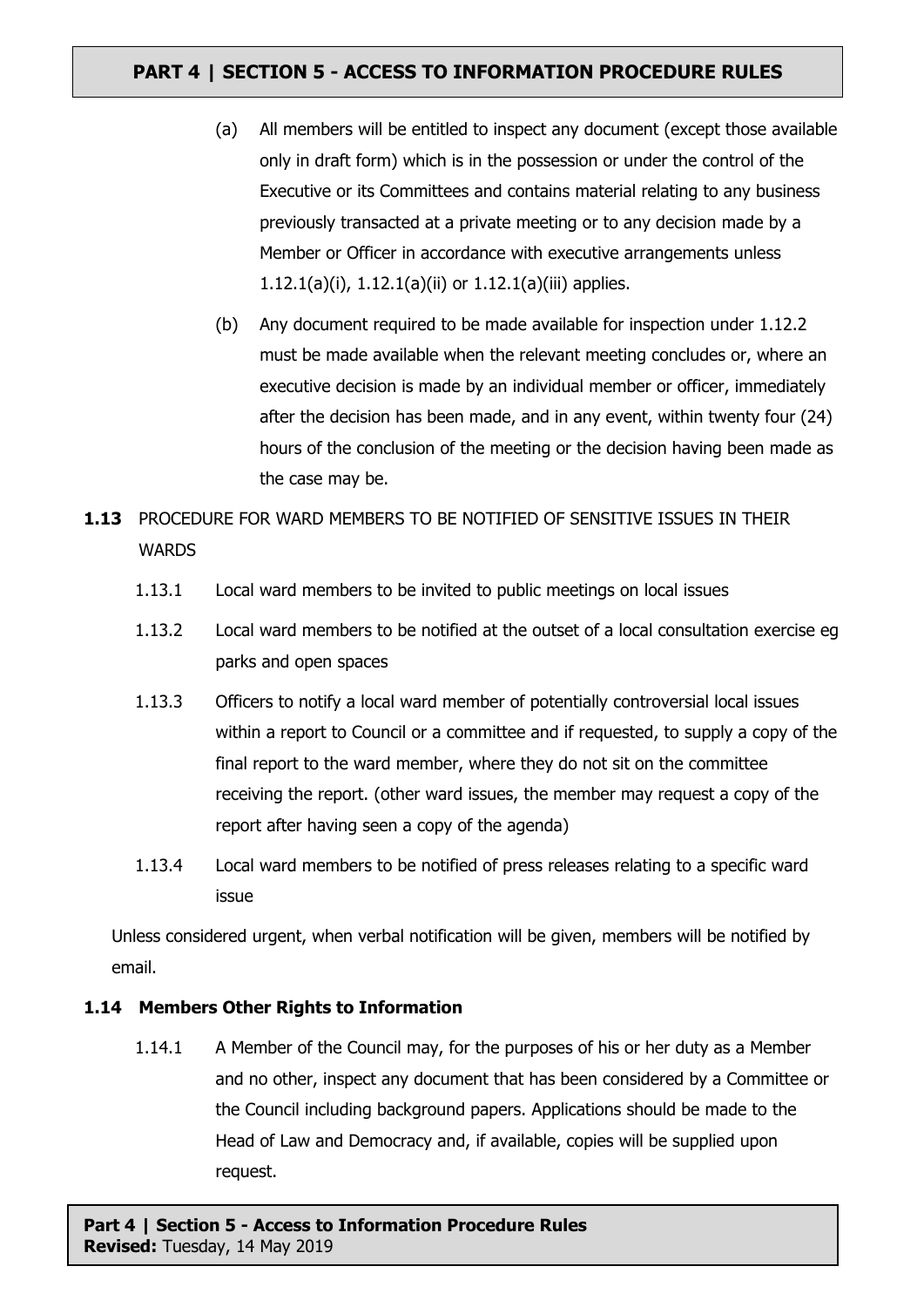(a) All members will be entitled to inspect any document (except those available only in draft form) which is in the possession or under the control of the Executive or its Committees and contains material relating to any business previously transacted at a private meeting or to any decision made by a Member or Officer in accordance with executive arrangements unless 1.12.1(a)(i), 1.12.1(a)(ii) or 1.12.1(a)(iii) applies.

(b) Any document required to be made available for inspection under 1.12.2 must be made available when the relevant meeting concludes or, where an executive decision is made by an individual member or officer, immediately after the decision has been made, and in any event, within twenty four (24) hours of the conclusion of the meeting or the decision having been made as the case may be.

**1.13** PROCEDURE FOR WARD MEMBERS TO BE NOTIFIED OF SENSITIVE ISSUES IN THEIR WARDS

1.13.1 Local ward members to be invited to public meetings on local issues

1.13.2 Local ward members to be notified at the outset of a local consultation exercise eg parks and open spaces

1.13.3 Officers to notify a local ward member of potentially controversial local issues within a report to Council or a committee and if requested, to supply a copy of the final report to the ward member, where they do not sit on the committee receiving the report. (other ward issues, the member may request a copy of the report after having seen a copy of the agenda)

1.13.4 Local ward members to be notified of press releases relating to a specific ward issue

Unless considered urgent, when verbal notification will be given, members will be notified by email.

### 1.14 Members Other Rights to Information

1.14.1 A Member of the Council may, for the purposes of his or her duty as a Member and no other, inspect any document that has been considered by a Committee or the Council including background papers. Applications should be made to the Head of Law and Democracy and, if available, copies will be supplied upon request.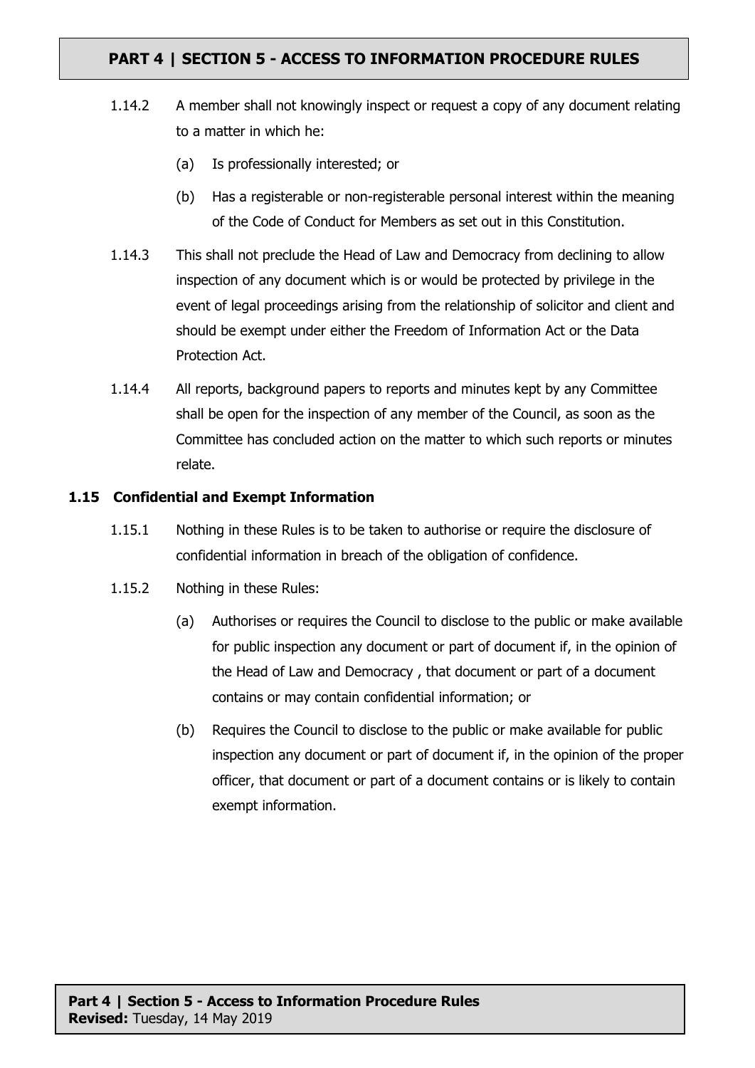1.14.2 A member shall not knowingly inspect or request a copy of any document relating to a matter in which he:

(a) Is professionally interested; or

(b) Has a registerable or non-registerable personal interest within the meaning of the Code of Conduct for Members as set out in this Constitution.

1.14.3 This shall not preclude the Head of Law and Democracy from declining to allow inspection of any document which is or would be protected by privilege in the event of legal proceedings arising from the relationship of solicitor and client and should be exempt under either the Freedom of Information Act or the Data Protection Act.

1.14.4 All reports, background papers to reports and minutes kept by any Committee shall be open for the inspection of any member of the Council, as soon as the Committee has concluded action on the matter to which such reports or minutes relate.

### 1.15 Confidential and Exempt Information

1.15.1 Nothing in these Rules is to be taken to authorise or require the disclosure of confidential information in breach of the obligation of confidence.

1.15.2 Nothing in these Rules:

(a) Authorises or requires the Council to disclose to the public or make available for public inspection any document or part of document if, in the opinion of the Head of Law and Democracy , that document or part of a document contains or may contain confidential information; or

(b) Requires the Council to disclose to the public or make available for public inspection any document or part of document if, in the opinion of the proper officer, that document or part of a document contains or is likely to contain exempt information.